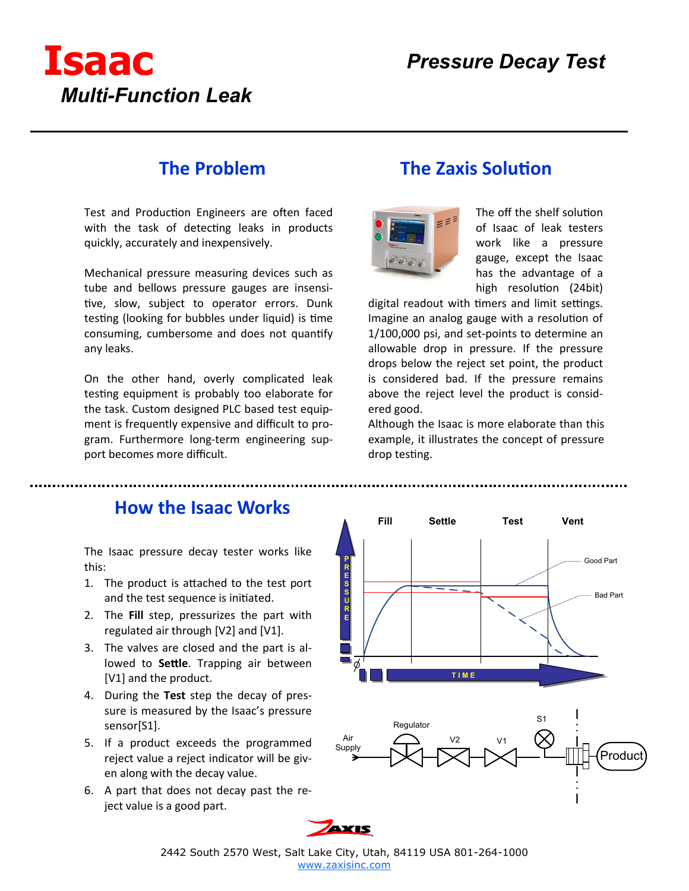# Isaac

## *Multi-Function Leak*

## *Pressure Decay Test*

## The Problem

Test and Production Engineers are often faced with the task of detecting leaks in products quickly, accurately and inexpensively.

Mechanical pressure measuring devices such as tube and bellows pressure gauges are insensitive, slow, subject to operator errors. Dunk testing (looking for bubbles under liquid) is time consuming, cumbersome and does not quantify any leaks.

On the other hand, overly complicated leak testing equipment is probably too elaborate for the task. Custom designed PLC based test equipment is frequently expensive and difficult to program. Furthermore long-term engineering support becomes more difficult.

## The Zaxis Solution

The off the shelf solution of Isaac of leak testers work like a pressure gauge, except the Isaac has the advantage of a high resolution (24bit) digital readout with timers and limit settings. Imagine an analog gauge with a resolution of 1/100,000 psi, and set-points to determine an allowable drop in pressure. If the pressure drops below the reject set point, the product is considered bad. If the pressure remains above the reject level the product is considered good.

Although the Isaac is more elaborate than this example, it illustrates the concept of pressure drop testing.

## How the Isaac Works

The Isaac pressure decay tester works like this:

1. The product is attached to the test port and the test sequence is initiated.
2. The **Fill** step, pressurizes the part with regulated air through [V2] and [V1].
3. The valves are closed and the part is allowed to **Settle**. Trapping air between [V1] and the product.
4. During the **Test** step the decay of pressure is measured by the Isaac's pressure sensor[S1].
5. If a product exceeds the programmed reject value a reject indicator will be given along with the decay value.
6. A part that does not decay past the reject value is a good part.

Fill
Settle
Test
Vent
Good Part
Bad Part
PRESSURE
TIME
ϕ

Air Supply
Regulator
V2
V1
S1
Product

2442 South 2570 West, Salt Lake City, Utah, 84119 USA 801-264-1000
www.zaxisinc.com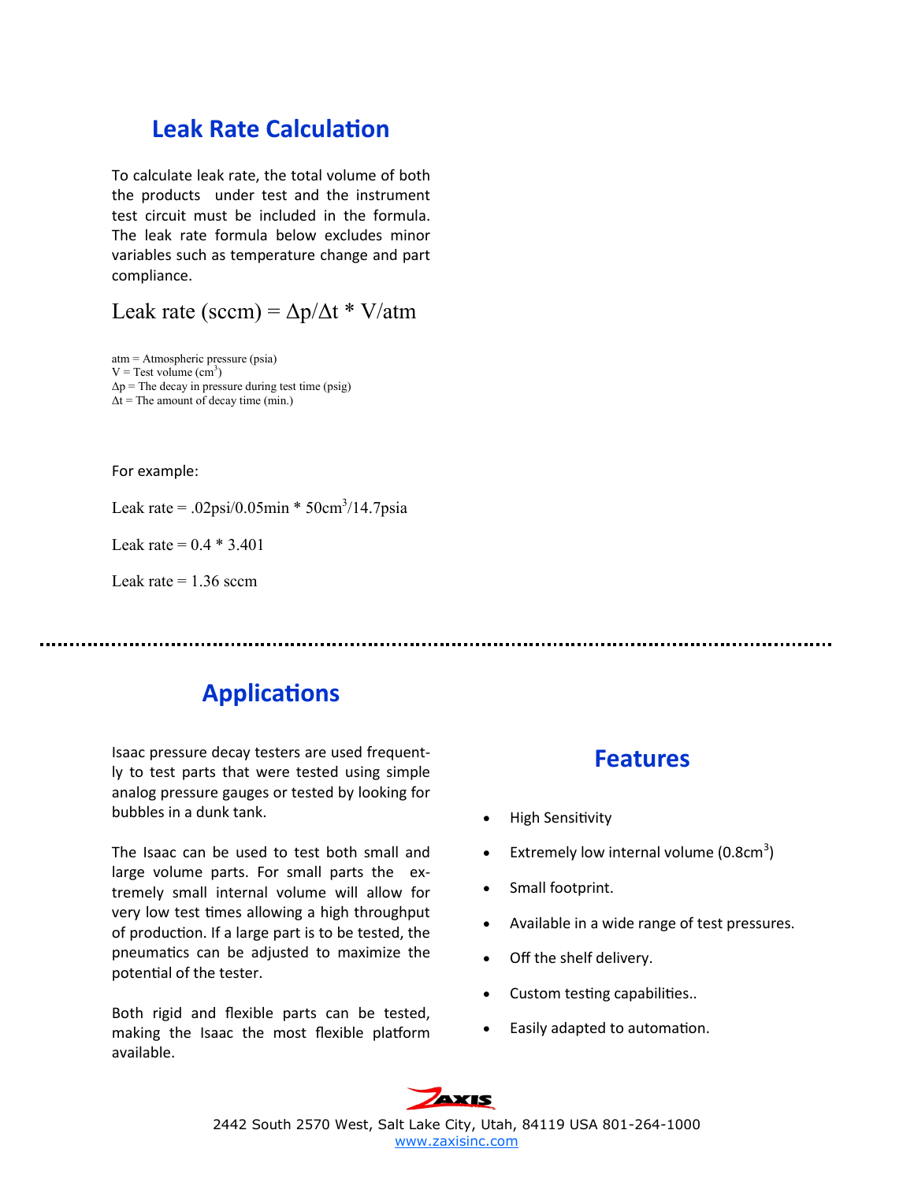## Leak Rate Calculation

To calculate leak rate, the total volume of both the products under test and the instrument test circuit must be included in the formula. The leak rate formula below excludes minor variables such as temperature change and part compliance.

$$\text{Leak rate (sccm)} = \Delta p/\Delta t * V/\text{atm}$$

atm = Atmospheric pressure (psia)
V = Test volume ($cm^3$)
$\Delta p$ = The decay in pressure during test time (psig)
$\Delta t$ = The amount of decay time (min.)

For example:

Leak rate = $.02\text{psi}/0.05\text{min} * 50\text{cm}^3/14.7\text{psia}$

Leak rate = $0.4 * 3.401$

Leak rate = 1.36 sccm

## Applications

Isaac pressure decay testers are used frequently to test parts that were tested using simple analog pressure gauges or tested by looking for bubbles in a dunk tank.

The Isaac can be used to test both small and large volume parts. For small parts the extremely small internal volume will allow for very low test times allowing a high throughput of production. If a large part is to be tested, the pneumatics can be adjusted to maximize the potential of the tester.

Both rigid and flexible parts can be tested, making the Isaac the most flexible platform available.

## Features

- High Sensitivity
- Extremely low internal volume ($0.8cm^3$)
- Small footprint.
- Available in a wide range of test pressures.
- Off the shelf delivery.
- Custom testing capabilities..
- Easily adapted to automation.

ZAXIS

2442 South 2570 West, Salt Lake City, Utah, 84119 USA 801-264-1000
www.zaxisinc.com